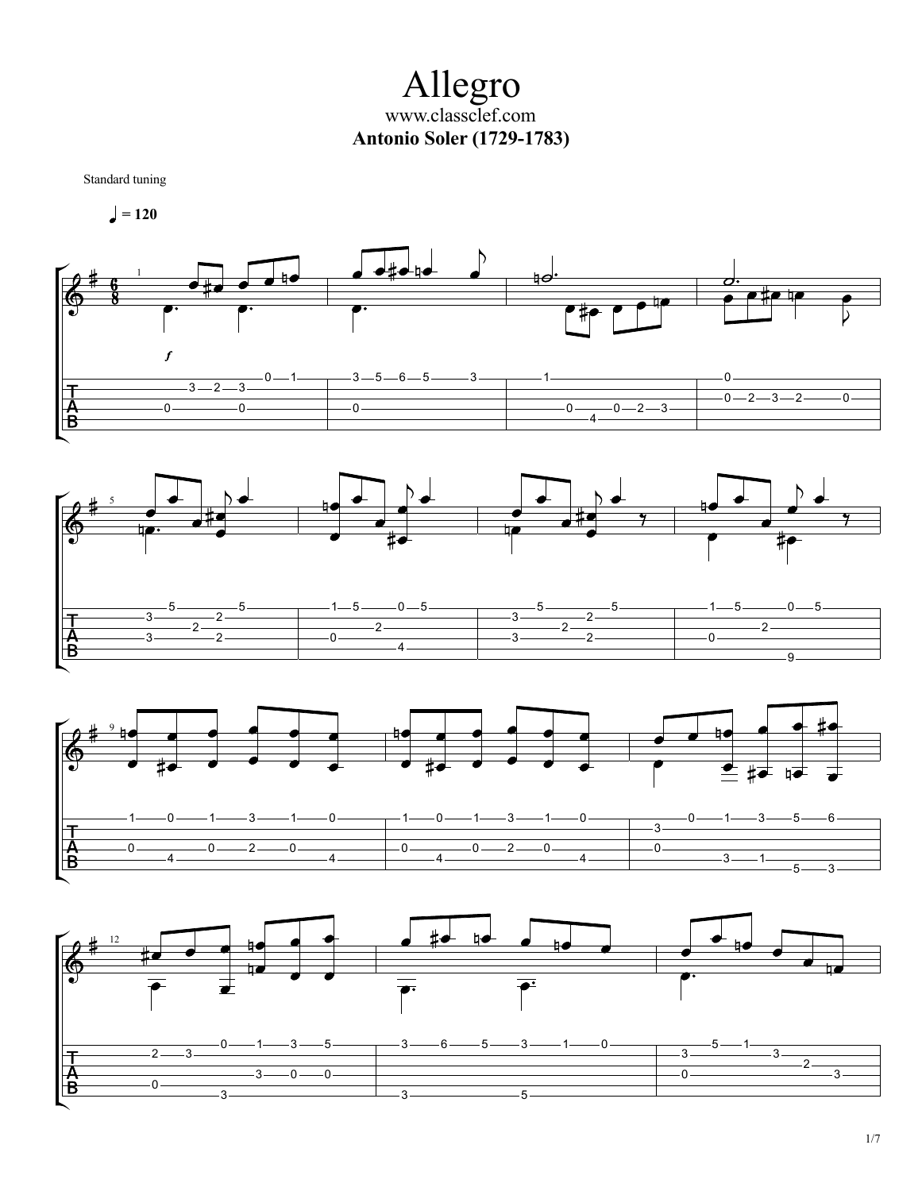# Allegro

www.classclef.com

**Antonio Soler (1729-1783)**

Standard tuning

♩ = 120